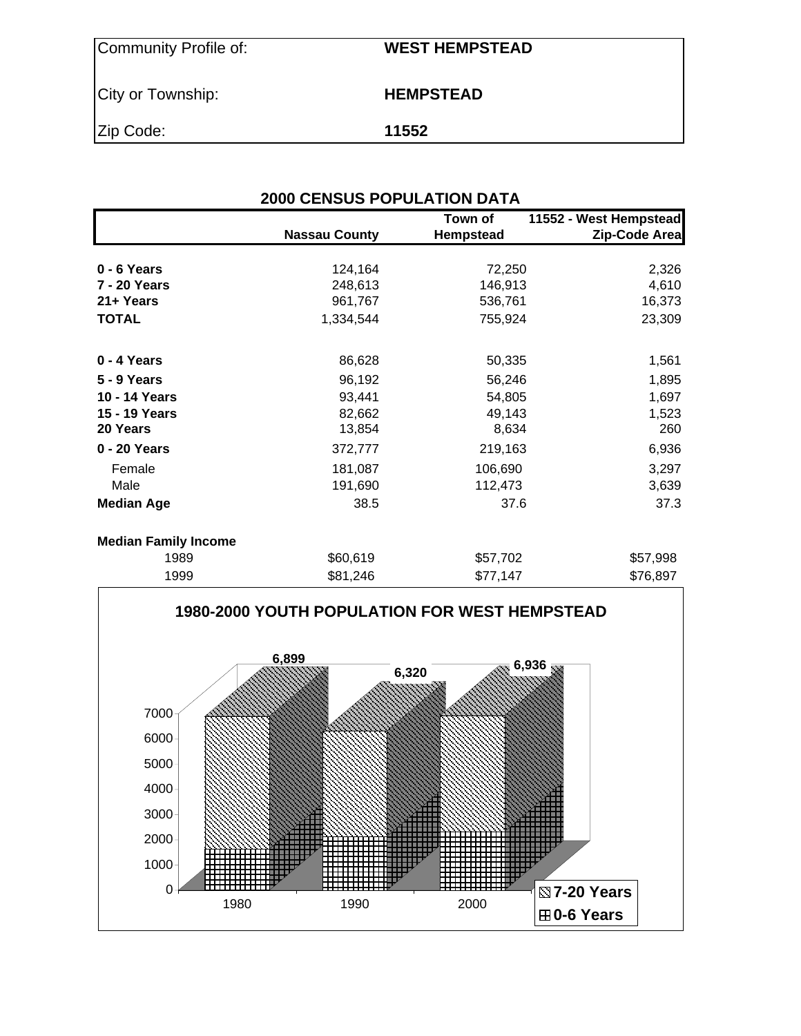| | |
|---|---|
| Community Profile of: | **WEST HEMPSTEAD** |
| City or Township: | **HEMPSTEAD** |
| Zip Code: | **11552** |

## 2000 CENSUS POPULATION DATA

| | Nassau County | Town of Hempstead | 11552 - West Hempstead Zip-Code Area |
|---|---|---|---|
| **0 - 6 Years** | 124,164 | 72,250 | 2,326 |
| **7 - 20 Years** | 248,613 | 146,913 | 4,610 |
| **21+ Years** | 961,767 | 536,761 | 16,373 |
| **TOTAL** | 1,334,544 | 755,924 | 23,309 |
| | | | |
| **0 - 4 Years** | 86,628 | 50,335 | 1,561 |
| **5 - 9 Years** | 96,192 | 56,246 | 1,895 |
| **10 - 14 Years** | 93,441 | 54,805 | 1,697 |
| **15 - 19 Years** | 82,662 | 49,143 | 1,523 |
| **20 Years** | 13,854 | 8,634 | 260 |
| **0 - 20 Years** | 372,777 | 219,163 | 6,936 |
| Female | 181,087 | 106,690 | 3,297 |
| Male | 191,690 | 112,473 | 3,639 |
| **Median Age** | 38.5 | 37.6 | 37.3 |
| | | | |
| **Median Family Income** | | | |
| 1989 | $60,619 | $57,702 | $57,998 |
| 1999 | $81,246 | $77,147 | $76,897 |

**1980-2000 YOUTH POPULATION FOR WEST HEMPSTEAD**

| Year | Total (0-20 Years) |
|---|---|
| 1980 | 6,899 |
| 1990 | 6,320 |
| 2000 | 6,936 |

Legend: 7-20 Years; 0-6 Years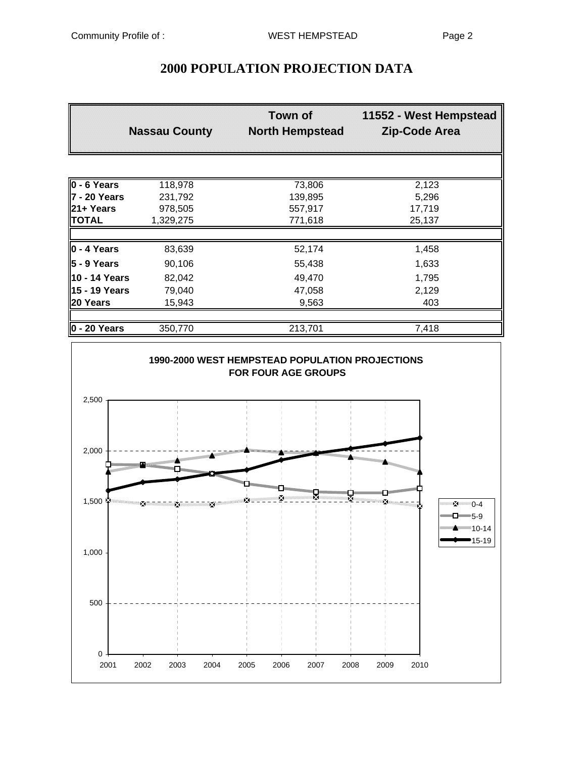# 2000 POPULATION PROJECTION DATA

| | Nassau County | Town of North Hempstead | 11552 - West Hempstead Zip-Code Area |
|---|---|---|---|
| **0 - 6 Years** | 118,978 | 73,806 | 2,123 |
| **7 - 20 Years** | 231,792 | 139,895 | 5,296 |
| **21+ Years** | 978,505 | 557,917 | 17,719 |
| **TOTAL** | 1,329,275 | 771,618 | 25,137 |
| | | | |
| **0 - 4 Years** | 83,639 | 52,174 | 1,458 |
| **5 - 9 Years** | 90,106 | 55,438 | 1,633 |
| **10 - 14 Years** | 82,042 | 49,470 | 1,795 |
| **15 - 19 Years** | 79,040 | 47,058 | 2,129 |
| **20 Years** | 15,943 | 9,563 | 403 |
| | | | |
| **0 - 20 Years** | 350,770 | 213,701 | 7,418 |

**1990-2000 WEST HEMPSTEAD POPULATION PROJECTIONS FOR FOUR AGE GROUPS**

Y-axis: 0, 500, 1,000, 1,500, 2,000, 2,500

X-axis: 2001, 2002, 2003, 2004, 2005, 2006, 2007, 2008, 2009, 2010

Legend: 0-4, 5-9, 10-14, 15-19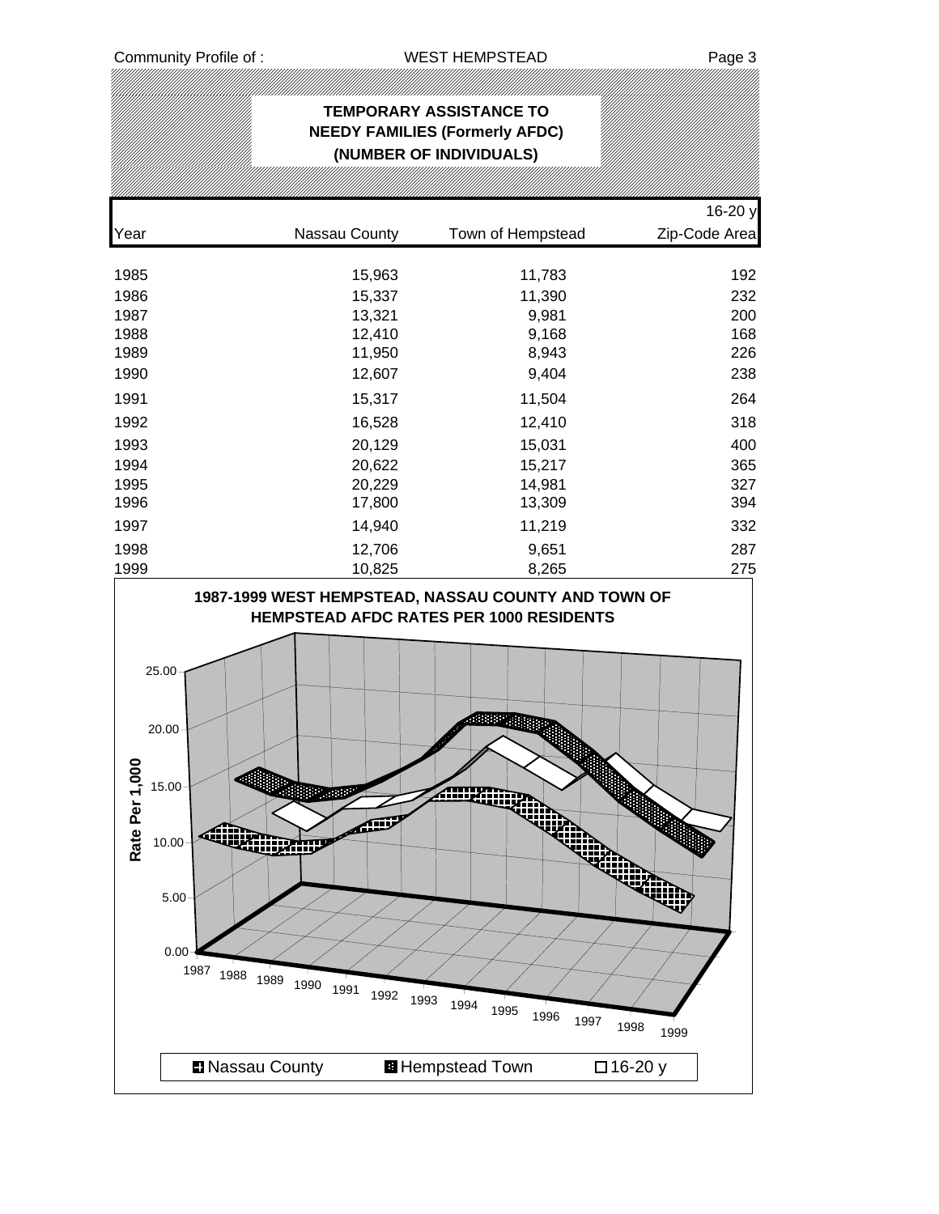## TEMPORARY ASSISTANCE TO NEEDY FAMILIES (Formerly AFDC) (NUMBER OF INDIVIDUALS)

| Year | Nassau County | Town of Hempstead | 16-20 y Zip-Code Area |
|---|---|---|---|
| 1985 | 15,963 | 11,783 | 192 |
| 1986 | 15,337 | 11,390 | 232 |
| 1987 | 13,321 | 9,981 | 200 |
| 1988 | 12,410 | 9,168 | 168 |
| 1989 | 11,950 | 8,943 | 226 |
| 1990 | 12,607 | 9,404 | 238 |
| 1991 | 15,317 | 11,504 | 264 |
| 1992 | 16,528 | 12,410 | 318 |
| 1993 | 20,129 | 15,031 | 400 |
| 1994 | 20,622 | 15,217 | 365 |
| 1995 | 20,229 | 14,981 | 327 |
| 1996 | 17,800 | 13,309 | 394 |
| 1997 | 14,940 | 11,219 | 332 |
| 1998 | 12,706 | 9,651 | 287 |
| 1999 | 10,825 | 8,265 | 275 |

**1987-1999 WEST HEMPSTEAD, NASSAU COUNTY AND TOWN OF HEMPSTEAD AFDC RATES PER 1000 RESIDENTS**

Rate Per 1,000

Legend: Nassau County, Hempstead Town, 16-20 y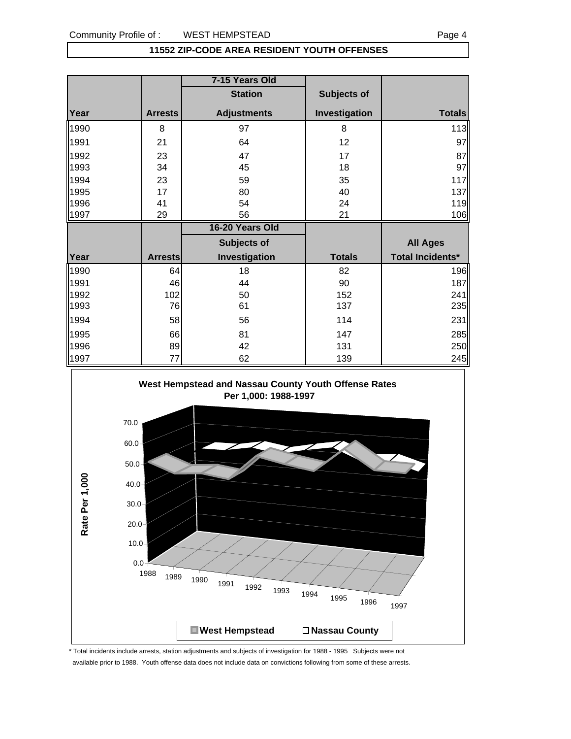## 11552 ZIP-CODE AREA RESIDENT YOUTH OFFENSES

| | | 7-15 Years Old | | |
|---|---|---|---|---|
| | | Station | Subjects of | |
| Year | Arrests | Adjustments | Investigation | Totals |
| 1990 | 8 | 97 | 8 | 113 |
| 1991 | 21 | 64 | 12 | 97 |
| 1992 | 23 | 47 | 17 | 87 |
| 1993 | 34 | 45 | 18 | 97 |
| 1994 | 23 | 59 | 35 | 117 |
| 1995 | 17 | 80 | 40 | 137 |
| 1996 | 41 | 54 | 24 | 119 |
| 1997 | 29 | 56 | 21 | 106 |

| | | 16-20 Years Old | | |
|---|---|---|---|---|
| | | Subjects of | | All Ages |
| Year | Arrests | Investigation | Totals | Total Incidents* |
| 1990 | 64 | 18 | 82 | 196 |
| 1991 | 46 | 44 | 90 | 187 |
| 1992 | 102 | 50 | 152 | 241 |
| 1993 | 76 | 61 | 137 | 235 |
| 1994 | 58 | 56 | 114 | 231 |
| 1995 | 66 | 81 | 147 | 285 |
| 1996 | 89 | 42 | 131 | 250 |
| 1997 | 77 | 62 | 139 | 245 |

**West Hempstead and Nassau County Youth Offense Rates Per 1,000: 1988-1997**

Rate Per 1,000

Legend: West Hempstead, Nassau County

\* Total incidents include arrests, station adjustments and subjects of investigation for 1988 - 1995 Subjects were not available prior to 1988. Youth offense data does not include data on convictions following from some of these arrests.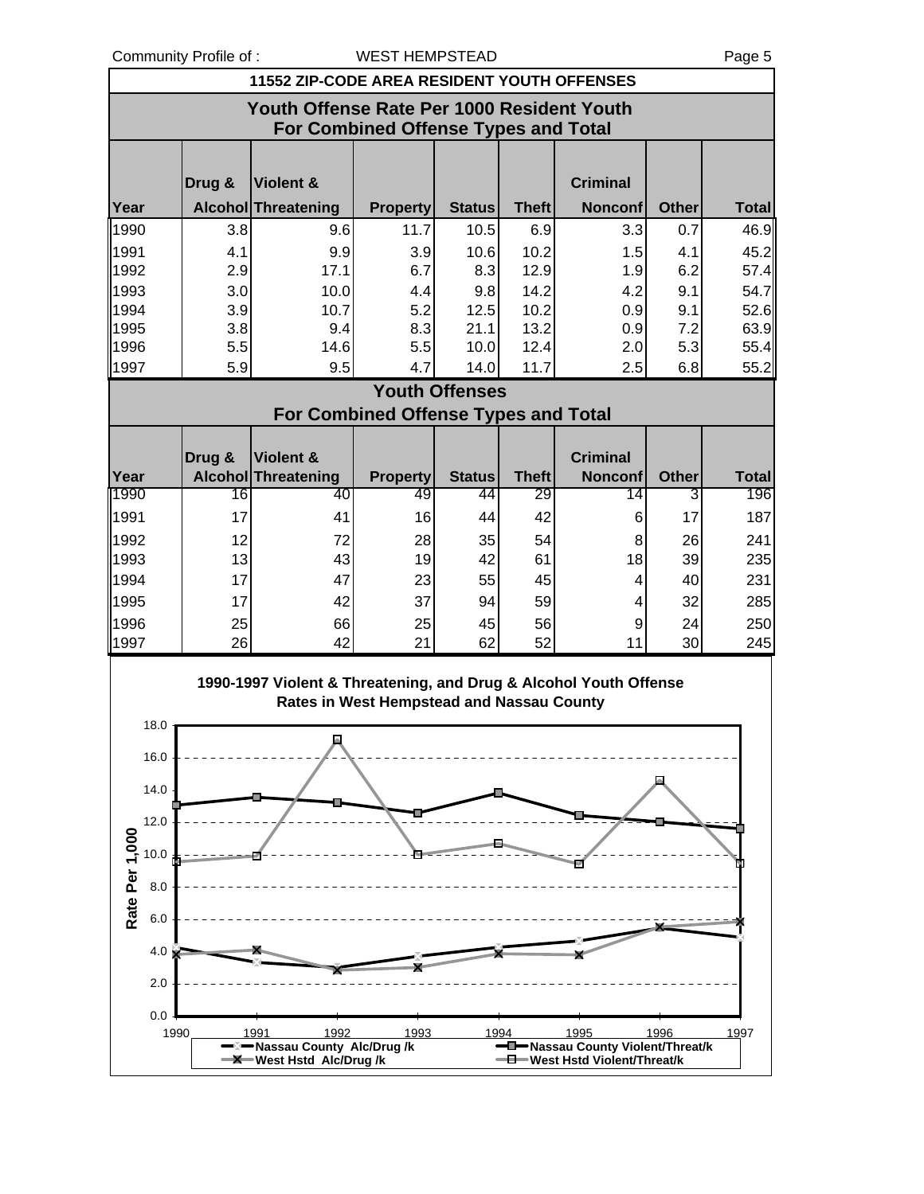## 11552 ZIP-CODE AREA RESIDENT YOUTH OFFENSES

### Youth Offense Rate Per 1000 Resident Youth For Combined Offense Types and Total

| Year | Drug & Alcohol | Violent & Threatening | Property | Status | Theft | Criminal Nonconf | Other | Total |
|---|---|---|---|---|---|---|---|---|
| 1990 | 3.8 | 9.6 | 11.7 | 10.5 | 6.9 | 3.3 | 0.7 | 46.9 |
| 1991 | 4.1 | 9.9 | 3.9 | 10.6 | 10.2 | 1.5 | 4.1 | 45.2 |
| 1992 | 2.9 | 17.1 | 6.7 | 8.3 | 12.9 | 1.9 | 6.2 | 57.4 |
| 1993 | 3.0 | 10.0 | 4.4 | 9.8 | 14.2 | 4.2 | 9.1 | 54.7 |
| 1994 | 3.9 | 10.7 | 5.2 | 12.5 | 10.2 | 0.9 | 9.1 | 52.6 |
| 1995 | 3.8 | 9.4 | 8.3 | 21.1 | 13.2 | 0.9 | 7.2 | 63.9 |
| 1996 | 5.5 | 14.6 | 5.5 | 10.0 | 12.4 | 2.0 | 5.3 | 55.4 |
| 1997 | 5.9 | 9.5 | 4.7 | 14.0 | 11.7 | 2.5 | 6.8 | 55.2 |

### Youth Offenses For Combined Offense Types and Total

| Year | Drug & Alcohol | Violent & Threatening | Property | Status | Theft | Criminal Nonconf | Other | Total |
|---|---|---|---|---|---|---|---|---|
| 1990 | 16 | 40 | 49 | 44 | 29 | 14 | 3 | 196 |
| 1991 | 17 | 41 | 16 | 44 | 42 | 6 | 17 | 187 |
| 1992 | 12 | 72 | 28 | 35 | 54 | 8 | 26 | 241 |
| 1993 | 13 | 43 | 19 | 42 | 61 | 18 | 39 | 235 |
| 1994 | 17 | 47 | 23 | 55 | 45 | 4 | 40 | 231 |
| 1995 | 17 | 42 | 37 | 94 | 59 | 4 | 32 | 285 |
| 1996 | 25 | 66 | 25 | 45 | 56 | 9 | 24 | 250 |
| 1997 | 26 | 42 | 21 | 62 | 52 | 11 | 30 | 245 |

**1990-1997 Violent & Threatening, and Drug & Alcohol Youth Offense Rates in West Hempstead and Nassau County**

Rate Per 1,000 (0.0–18.0), 1990–1997

Legend: Nassau County Alc/Drug /k; Nassau County Violent/Threat/k; West Hstd Alc/Drug /k; West Hstd Violent/Threat/k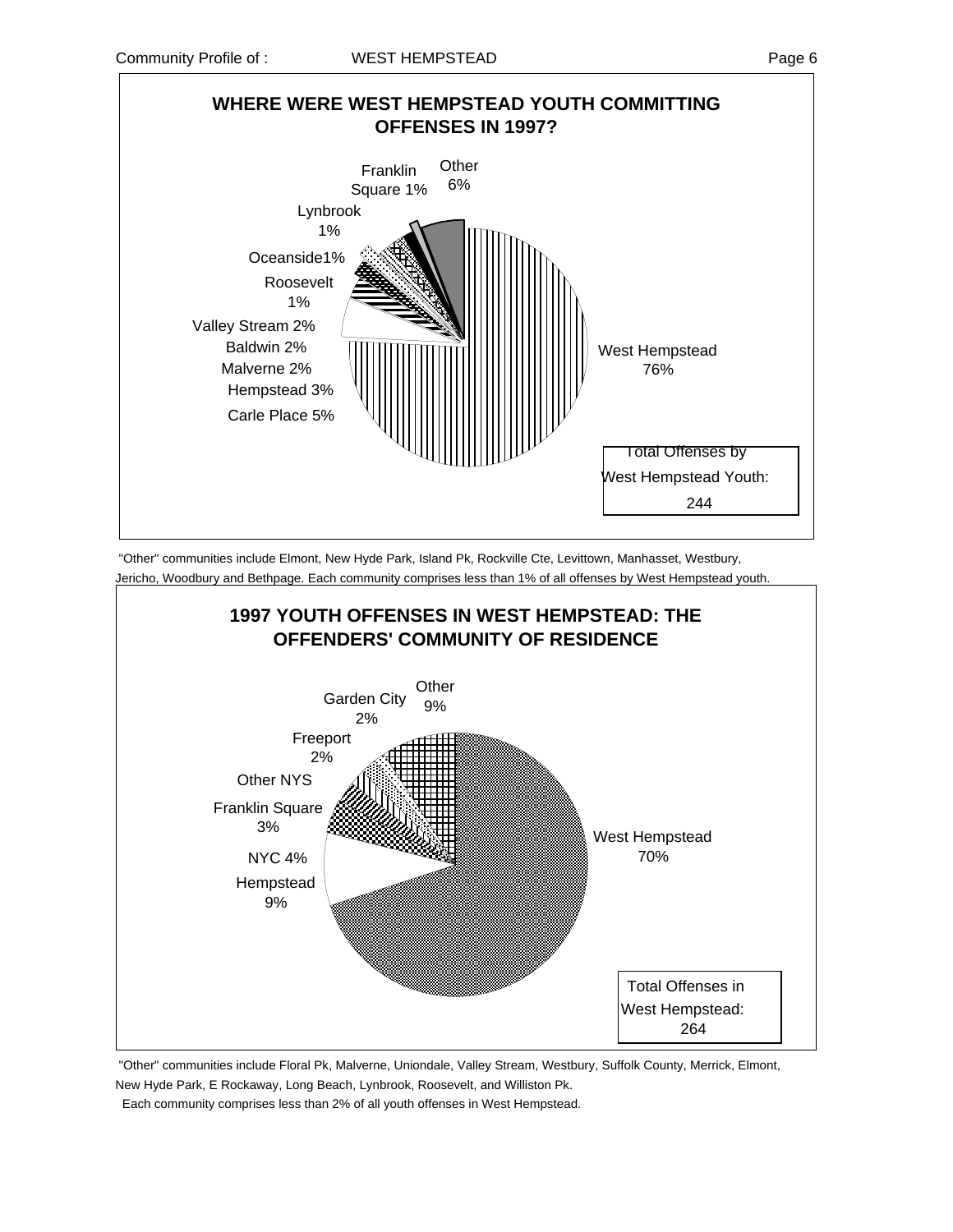## WHERE WERE WEST HEMPSTEAD YOUTH COMMITTING OFFENSES IN 1997?

| Community | Percent |
|---|---|
| West Hempstead | 76% |
| Carle Place | 5% |
| Hempstead | 3% |
| Malverne | 2% |
| Baldwin | 2% |
| Valley Stream | 2% |
| Roosevelt | 1% |
| Oceanside | 1% |
| Lynbrook | 1% |
| Franklin Square | 1% |
| Other | 6% |

Total Offenses by West Hempstead Youth: 244

"Other" communities include Elmont, New Hyde Park, Island Pk, Rockville Cte, Levittown, Manhasset, Westbury, Jericho, Woodbury and Bethpage. Each community comprises less than 1% of all offenses by West Hempstead youth.

## 1997 YOUTH OFFENSES IN WEST HEMPSTEAD: THE OFFENDERS' COMMUNITY OF RESIDENCE

| Community | Percent |
|---|---|
| West Hempstead | 70% |
| Hempstead | 9% |
| NYC | 4% |
| Franklin Square | 3% |
| Other NYS | |
| Freeport | 2% |
| Garden City | 2% |
| Other | 9% |

Total Offenses in West Hempstead: 264

"Other" communities include Floral Pk, Malverne, Uniondale, Valley Stream, Westbury, Suffolk County, Merrick, Elmont, New Hyde Park, E Rockaway, Long Beach, Lynbrook, Roosevelt, and Williston Pk.
Each community comprises less than 2% of all youth offenses in West Hempstead.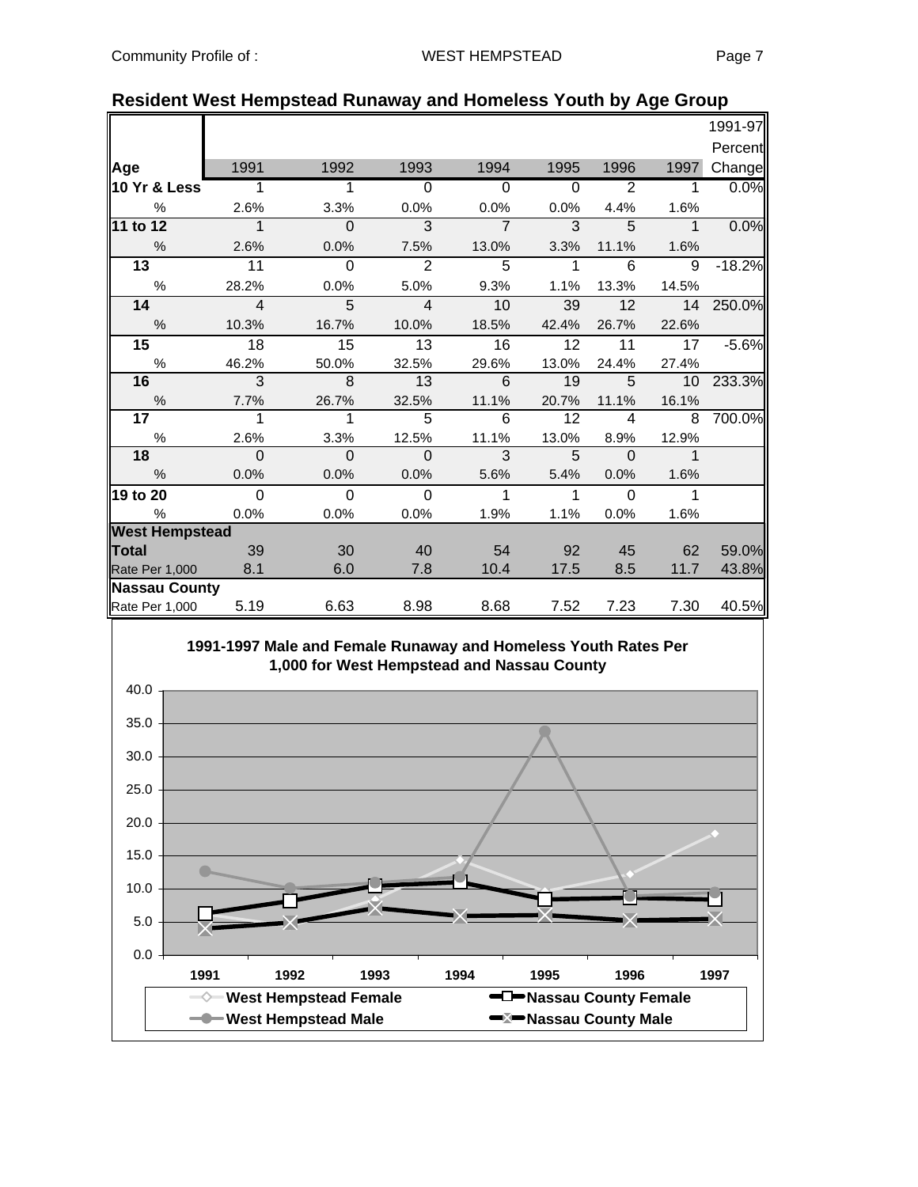## Resident West Hempstead Runaway and Homeless Youth by Age Group

| Age | 1991 | 1992 | 1993 | 1994 | 1995 | 1996 | 1997 | 1991-97 Percent Change |
|---|---|---|---|---|---|---|---|---|
| **10 Yr & Less** | 1 | 1 | 0 | 0 | 0 | 2 | 1 | 0.0% |
| % | 2.6% | 3.3% | 0.0% | 0.0% | 0.0% | 4.4% | 1.6% | |
| **11 to 12** | 1 | 0 | 3 | 7 | 3 | 5 | 1 | 0.0% |
| % | 2.6% | 0.0% | 7.5% | 13.0% | 3.3% | 11.1% | 1.6% | |
| **13** | 11 | 0 | 2 | 5 | 1 | 6 | 9 | -18.2% |
| % | 28.2% | 0.0% | 5.0% | 9.3% | 1.1% | 13.3% | 14.5% | |
| **14** | 4 | 5 | 4 | 10 | 39 | 12 | 14 | 250.0% |
| % | 10.3% | 16.7% | 10.0% | 18.5% | 42.4% | 26.7% | 22.6% | |
| **15** | 18 | 15 | 13 | 16 | 12 | 11 | 17 | -5.6% |
| % | 46.2% | 50.0% | 32.5% | 29.6% | 13.0% | 24.4% | 27.4% | |
| **16** | 3 | 8 | 13 | 6 | 19 | 5 | 10 | 233.3% |
| % | 7.7% | 26.7% | 32.5% | 11.1% | 20.7% | 11.1% | 16.1% | |
| **17** | 1 | 1 | 5 | 6 | 12 | 4 | 8 | 700.0% |
| % | 2.6% | 3.3% | 12.5% | 11.1% | 13.0% | 8.9% | 12.9% | |
| **18** | 0 | 0 | 0 | 3 | 5 | 0 | 1 | |
| % | 0.0% | 0.0% | 0.0% | 5.6% | 5.4% | 0.0% | 1.6% | |
| **19 to 20** | 0 | 0 | 0 | 1 | 1 | 0 | 1 | |
| % | 0.0% | 0.0% | 0.0% | 1.9% | 1.1% | 0.0% | 1.6% | |
| **West Hempstead** | | | | | | | | |
| **Total** | 39 | 30 | 40 | 54 | 92 | 45 | 62 | 59.0% |
| Rate Per 1,000 | 8.1 | 6.0 | 7.8 | 10.4 | 17.5 | 8.5 | 11.7 | 43.8% |
| **Nassau County** | | | | | | | | |
| Rate Per 1,000 | 5.19 | 6.63 | 8.98 | 8.68 | 7.52 | 7.23 | 7.30 | 40.5% |

**1991-1997 Male and Female Runaway and Homeless Youth Rates Per 1,000 for West Hempstead and Nassau County**

Legend: West Hempstead Female, Nassau County Female, West Hempstead Male, Nassau County Male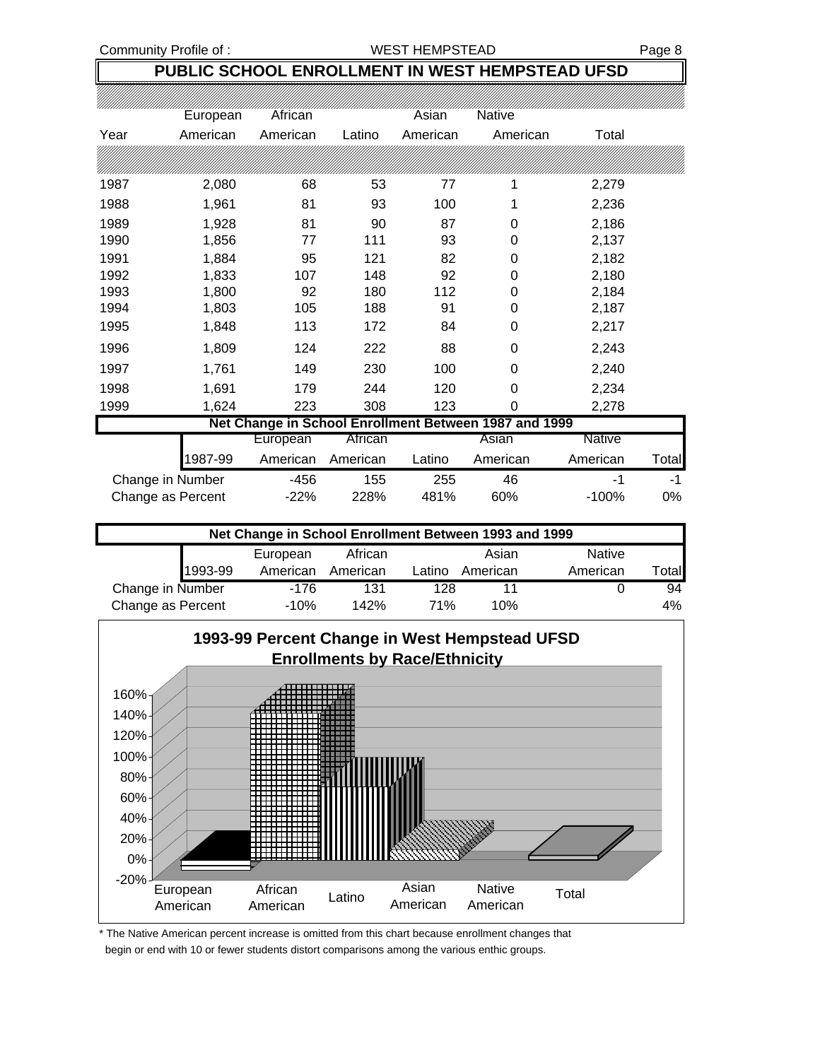## PUBLIC SCHOOL ENROLLMENT IN WEST HEMPSTEAD UFSD

| Year | European American | African American | Latino | Asian American | Native American | Total |
|---|---|---|---|---|---|---|
| 1987 | 2,080 | 68 | 53 | 77 | 1 | 2,279 |
| 1988 | 1,961 | 81 | 93 | 100 | 1 | 2,236 |
| 1989 | 1,928 | 81 | 90 | 87 | 0 | 2,186 |
| 1990 | 1,856 | 77 | 111 | 93 | 0 | 2,137 |
| 1991 | 1,884 | 95 | 121 | 82 | 0 | 2,182 |
| 1992 | 1,833 | 107 | 148 | 92 | 0 | 2,180 |
| 1993 | 1,800 | 92 | 180 | 112 | 0 | 2,184 |
| 1994 | 1,803 | 105 | 188 | 91 | 0 | 2,187 |
| 1995 | 1,848 | 113 | 172 | 84 | 0 | 2,217 |
| 1996 | 1,809 | 124 | 222 | 88 | 0 | 2,243 |
| 1997 | 1,761 | 149 | 230 | 100 | 0 | 2,240 |
| 1998 | 1,691 | 179 | 244 | 120 | 0 | 2,234 |
| 1999 | 1,624 | 223 | 308 | 123 | 0 | 2,278 |

**Net Change in School Enrollment Between 1987 and 1999**

| 1987-99 | European American | African American | Latino | Asian American | Native American | Total |
|---|---|---|---|---|---|---|
| Change in Number | -456 | 155 | 255 | 46 | -1 | -1 |
| Change as Percent | -22% | 228% | 481% | 60% | -100% | 0% |

**Net Change in School Enrollment Between 1993 and 1999**

| 1993-99 | European American | African American | Latino | Asian American | Native American | Total |
|---|---|---|---|---|---|---|
| Change in Number | -176 | 131 | 128 | 11 | 0 | 94 |
| Change as Percent | -10% | 142% | 71% | 10% | | 4% |

**1993-99 Percent Change in West Hempstead UFSD Enrollments by Race/Ethnicity**

\* The Native American percent increase is omitted from this chart because enrollment changes that begin or end with 10 or fewer students distort comparisons among the various enthic groups.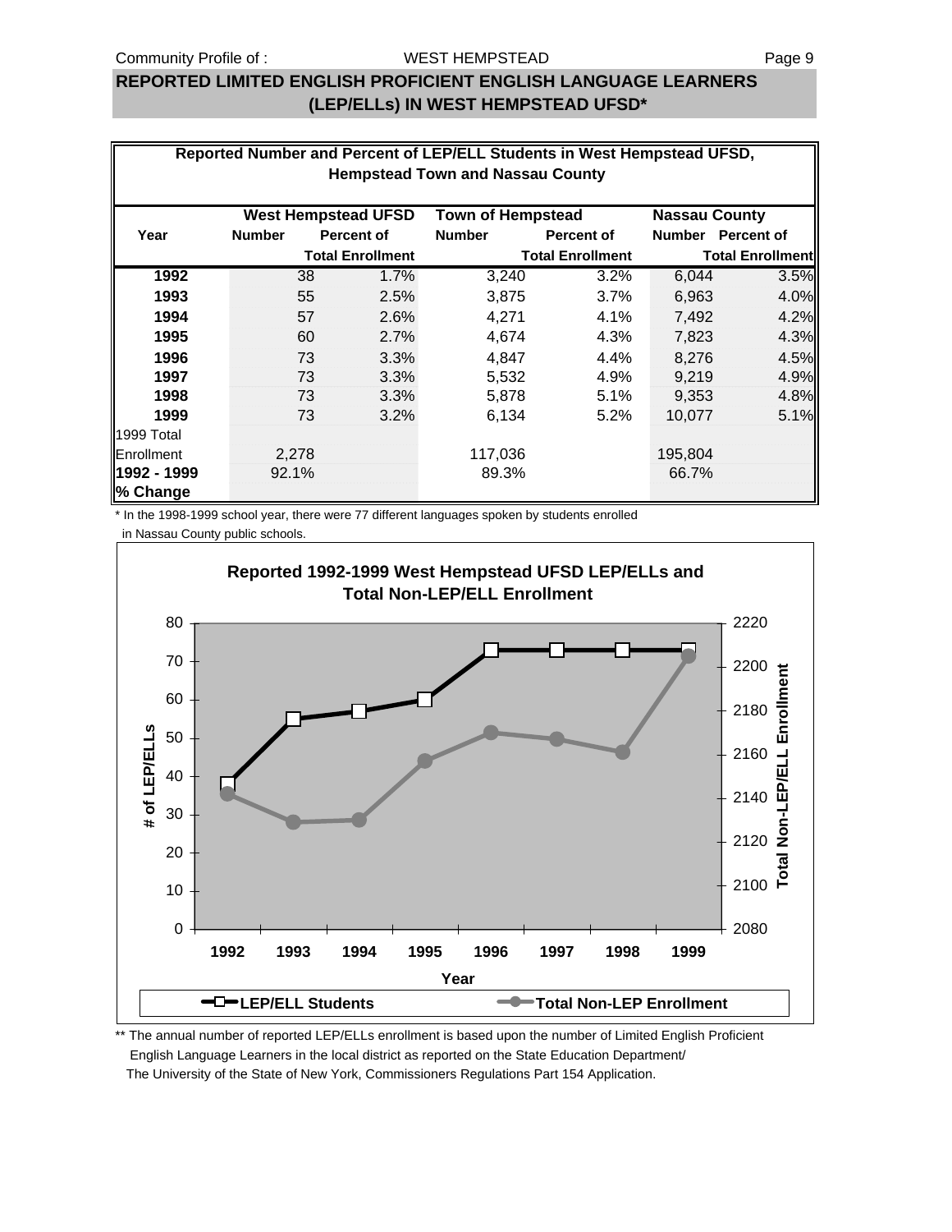## REPORTED LIMITED ENGLISH PROFICIENT ENGLISH LANGUAGE LEARNERS (LEP/ELLs) IN WEST HEMPSTEAD UFSD*

**Reported Number and Percent of LEP/ELL Students in West Hempstead UFSD, Hempstead Town and Nassau County**

| Year | West Hempstead UFSD | | Town of Hempstead | | Nassau County | |
|---|---|---|---|---|---|---|
| | Number | Percent of Total Enrollment | Number | Percent of Total Enrollment | Number | Percent of Total Enrollment |
| **1992** | 38 | 1.7% | 3,240 | 3.2% | 6,044 | 3.5% |
| **1993** | 55 | 2.5% | 3,875 | 3.7% | 6,963 | 4.0% |
| **1994** | 57 | 2.6% | 4,271 | 4.1% | 7,492 | 4.2% |
| **1995** | 60 | 2.7% | 4,674 | 4.3% | 7,823 | 4.3% |
| **1996** | 73 | 3.3% | 4,847 | 4.4% | 8,276 | 4.5% |
| **1997** | 73 | 3.3% | 5,532 | 4.9% | 9,219 | 4.9% |
| **1998** | 73 | 3.3% | 5,878 | 5.1% | 9,353 | 4.8% |
| **1999** | 73 | 3.2% | 6,134 | 5.2% | 10,077 | 5.1% |
| 1999 Total Enrollment | 2,278 | | 117,036 | | 195,804 | |
| **1992 - 1999 % Change** | 92.1% | | 89.3% | | 66.7% | |

\* In the 1998-1999 school year, there were 77 different languages spoken by students enrolled in Nassau County public schools.

**Reported 1992-1999 West Hempstead UFSD LEP/ELLs and Total Non-LEP/ELL Enrollment**

\*\* The annual number of reported LEP/ELLs enrollment is based upon the number of Limited English Proficient English Language Learners in the local district as reported on the State Education Department/ The University of the State of New York, Commissioners Regulations Part 154 Application.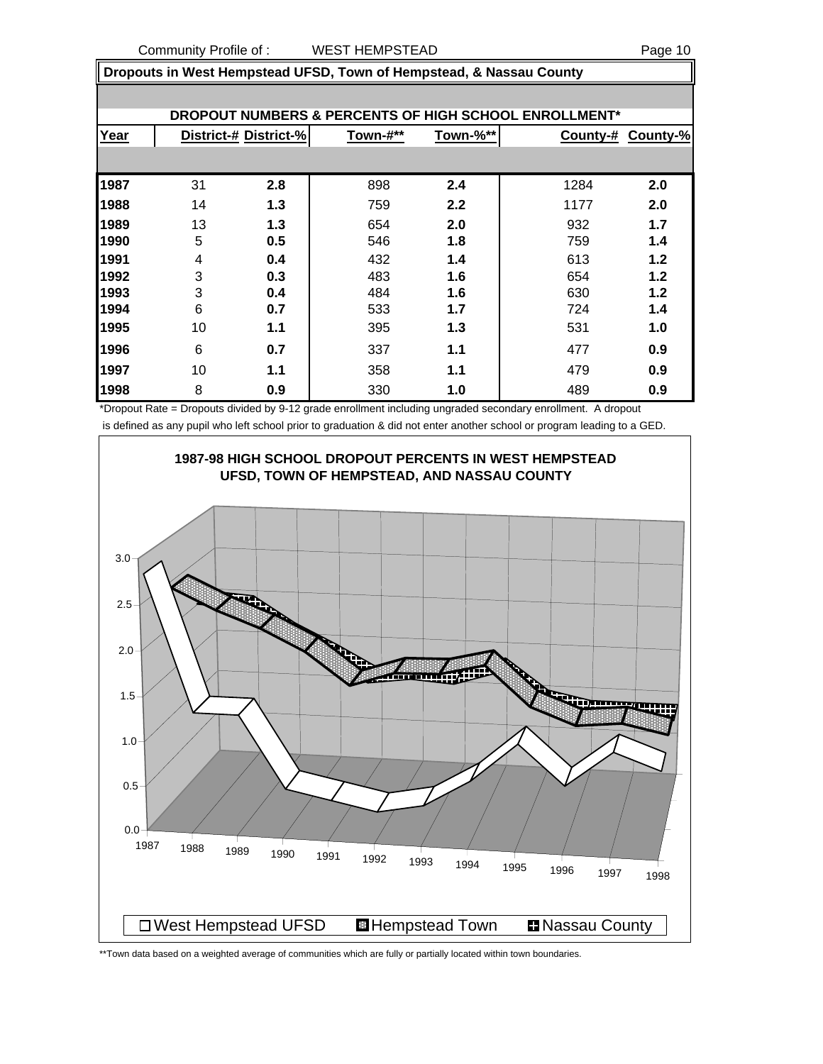## Dropouts in West Hempstead UFSD, Town of Hempstead, & Nassau County

### DROPOUT NUMBERS & PERCENTS OF HIGH SCHOOL ENROLLMENT*

| Year | District-# | District-% | Town-#** | Town-%** | County-# | County-% |
|---|---|---|---|---|---|---|
| 1987 | 31 | 2.8 | 898 | 2.4 | 1284 | 2.0 |
| 1988 | 14 | 1.3 | 759 | 2.2 | 1177 | 2.0 |
| 1989 | 13 | 1.3 | 654 | 2.0 | 932 | 1.7 |
| 1990 | 5 | 0.5 | 546 | 1.8 | 759 | 1.4 |
| 1991 | 4 | 0.4 | 432 | 1.4 | 613 | 1.2 |
| 1992 | 3 | 0.3 | 483 | 1.6 | 654 | 1.2 |
| 1993 | 3 | 0.4 | 484 | 1.6 | 630 | 1.2 |
| 1994 | 6 | 0.7 | 533 | 1.7 | 724 | 1.4 |
| 1995 | 10 | 1.1 | 395 | 1.3 | 531 | 1.0 |
| 1996 | 6 | 0.7 | 337 | 1.1 | 477 | 0.9 |
| 1997 | 10 | 1.1 | 358 | 1.1 | 479 | 0.9 |
| 1998 | 8 | 0.9 | 330 | 1.0 | 489 | 0.9 |

*Dropout Rate = Dropouts divided by 9-12 grade enrollment including ungraded secondary enrollment. A dropout is defined as any pupil who left school prior to graduation & did not enter another school or program leading to a GED.

**1987-98 HIGH SCHOOL DROPOUT PERCENTS IN WEST HEMPSTEAD UFSD, TOWN OF HEMPSTEAD, AND NASSAU COUNTY**

□ West Hempstead UFSD ▣ Hempstead Town ⊞ Nassau County

**Town data based on a weighted average of communities which are fully or partially located within town boundaries.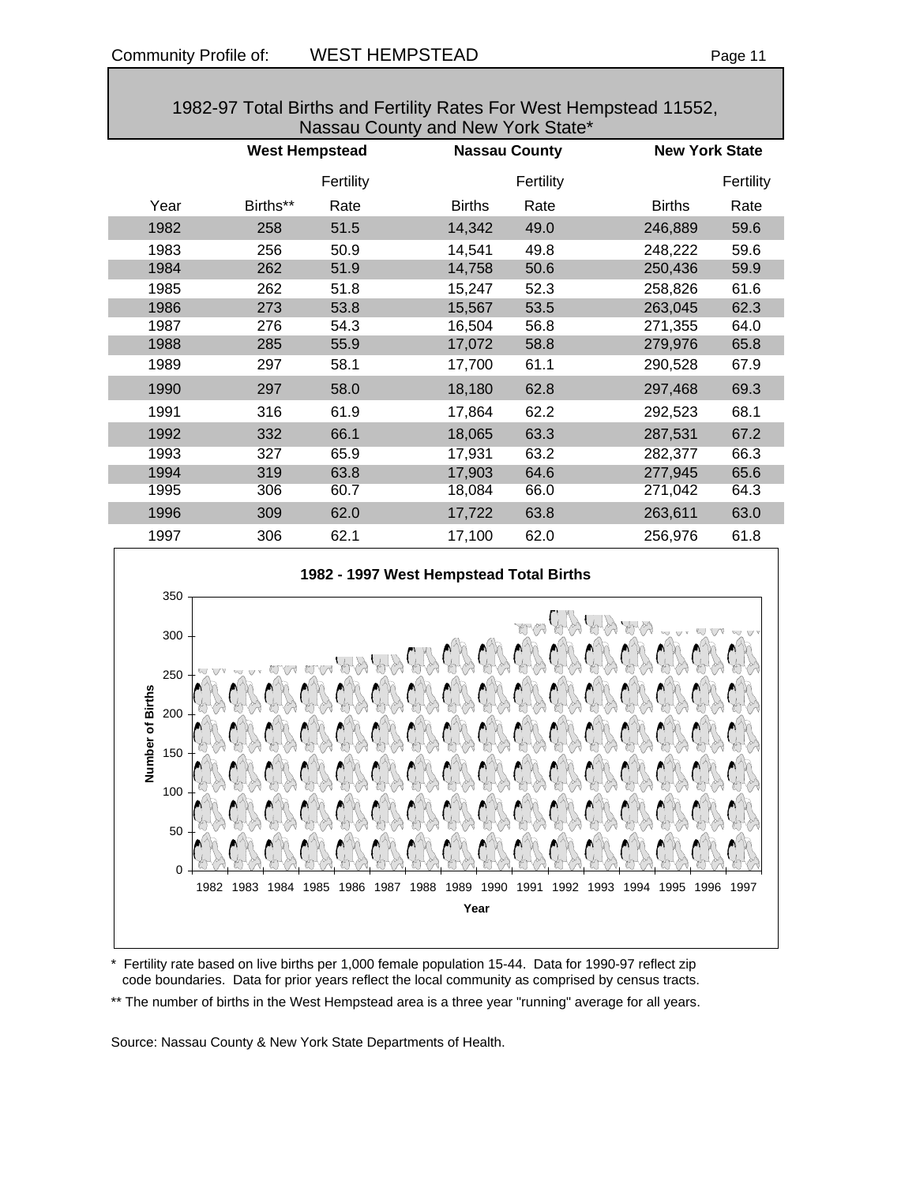## 1982-97 Total Births and Fertility Rates For West Hempstead 11552, Nassau County and New York State*

| | West Hempstead | | Nassau County | | New York State | |
|---|---|---|---|---|---|---|
| Year | Births** | Fertility Rate | Births | Fertility Rate | Births | Fertility Rate |
| 1982 | 258 | 51.5 | 14,342 | 49.0 | 246,889 | 59.6 |
| 1983 | 256 | 50.9 | 14,541 | 49.8 | 248,222 | 59.6 |
| 1984 | 262 | 51.9 | 14,758 | 50.6 | 250,436 | 59.9 |
| 1985 | 262 | 51.8 | 15,247 | 52.3 | 258,826 | 61.6 |
| 1986 | 273 | 53.8 | 15,567 | 53.5 | 263,045 | 62.3 |
| 1987 | 276 | 54.3 | 16,504 | 56.8 | 271,355 | 64.0 |
| 1988 | 285 | 55.9 | 17,072 | 58.8 | 279,976 | 65.8 |
| 1989 | 297 | 58.1 | 17,700 | 61.1 | 290,528 | 67.9 |
| 1990 | 297 | 58.0 | 18,180 | 62.8 | 297,468 | 69.3 |
| 1991 | 316 | 61.9 | 17,864 | 62.2 | 292,523 | 68.1 |
| 1992 | 332 | 66.1 | 18,065 | 63.3 | 287,531 | 67.2 |
| 1993 | 327 | 65.9 | 17,931 | 63.2 | 282,377 | 66.3 |
| 1994 | 319 | 63.8 | 17,903 | 64.6 | 277,945 | 65.6 |
| 1995 | 306 | 60.7 | 18,084 | 66.0 | 271,042 | 64.3 |
| 1996 | 309 | 62.0 | 17,722 | 63.8 | 263,611 | 63.0 |
| 1997 | 306 | 62.1 | 17,100 | 62.0 | 256,976 | 61.8 |

**1982 - 1997 West Hempstead Total Births**

* Fertility rate based on live births per 1,000 female population 15-44. Data for 1990-97 reflect zip code boundaries. Data for prior years reflect the local community as comprised by census tracts.

** The number of births in the West Hempstead area is a three year "running" average for all years.

Source: Nassau County & New York State Departments of Health.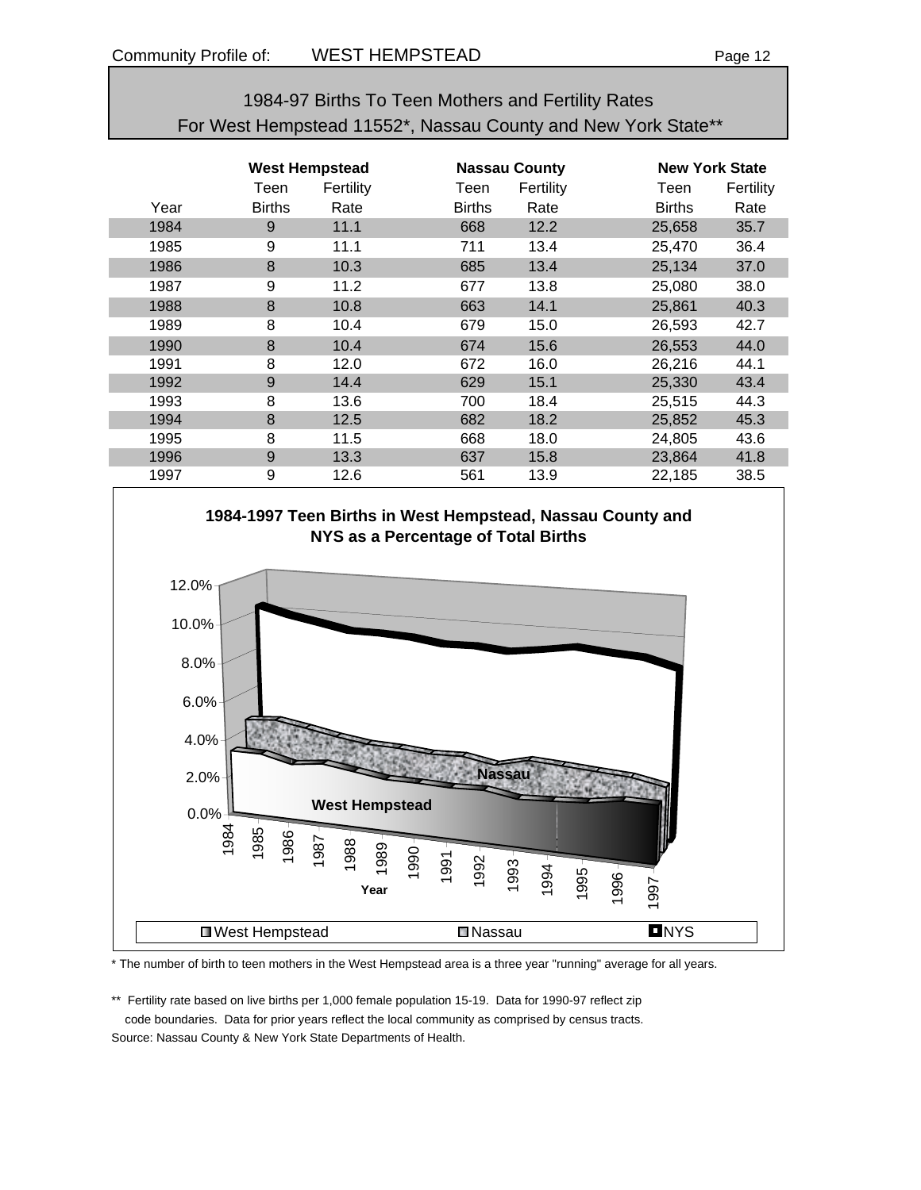## 1984-97 Births To Teen Mothers and Fertility Rates For West Hempstead 11552*, Nassau County and New York State**

| | West Hempstead | | Nassau County | | New York State | |
|---|---|---|---|---|---|---|
| Year | Teen Births | Fertility Rate | Teen Births | Fertility Rate | Teen Births | Fertility Rate |
| 1984 | 9 | 11.1 | 668 | 12.2 | 25,658 | 35.7 |
| 1985 | 9 | 11.1 | 711 | 13.4 | 25,470 | 36.4 |
| 1986 | 8 | 10.3 | 685 | 13.4 | 25,134 | 37.0 |
| 1987 | 9 | 11.2 | 677 | 13.8 | 25,080 | 38.0 |
| 1988 | 8 | 10.8 | 663 | 14.1 | 25,861 | 40.3 |
| 1989 | 8 | 10.4 | 679 | 15.0 | 26,593 | 42.7 |
| 1990 | 8 | 10.4 | 674 | 15.6 | 26,553 | 44.0 |
| 1991 | 8 | 12.0 | 672 | 16.0 | 26,216 | 44.1 |
| 1992 | 9 | 14.4 | 629 | 15.1 | 25,330 | 43.4 |
| 1993 | 8 | 13.6 | 700 | 18.4 | 25,515 | 44.3 |
| 1994 | 8 | 12.5 | 682 | 18.2 | 25,852 | 45.3 |
| 1995 | 8 | 11.5 | 668 | 18.0 | 24,805 | 43.6 |
| 1996 | 9 | 13.3 | 637 | 15.8 | 23,864 | 41.8 |
| 1997 | 9 | 12.6 | 561 | 13.9 | 22,185 | 38.5 |

**1984-1997 Teen Births in West Hempstead, Nassau County and NYS as a Percentage of Total Births**

\* The number of birth to teen mothers in the West Hempstead area is a three year "running" average for all years.

\*\* Fertility rate based on live births per 1,000 female population 15-19. Data for 1990-97 reflect zip code boundaries. Data for prior years reflect the local community as comprised by census tracts.

Source: Nassau County & New York State Departments of Health.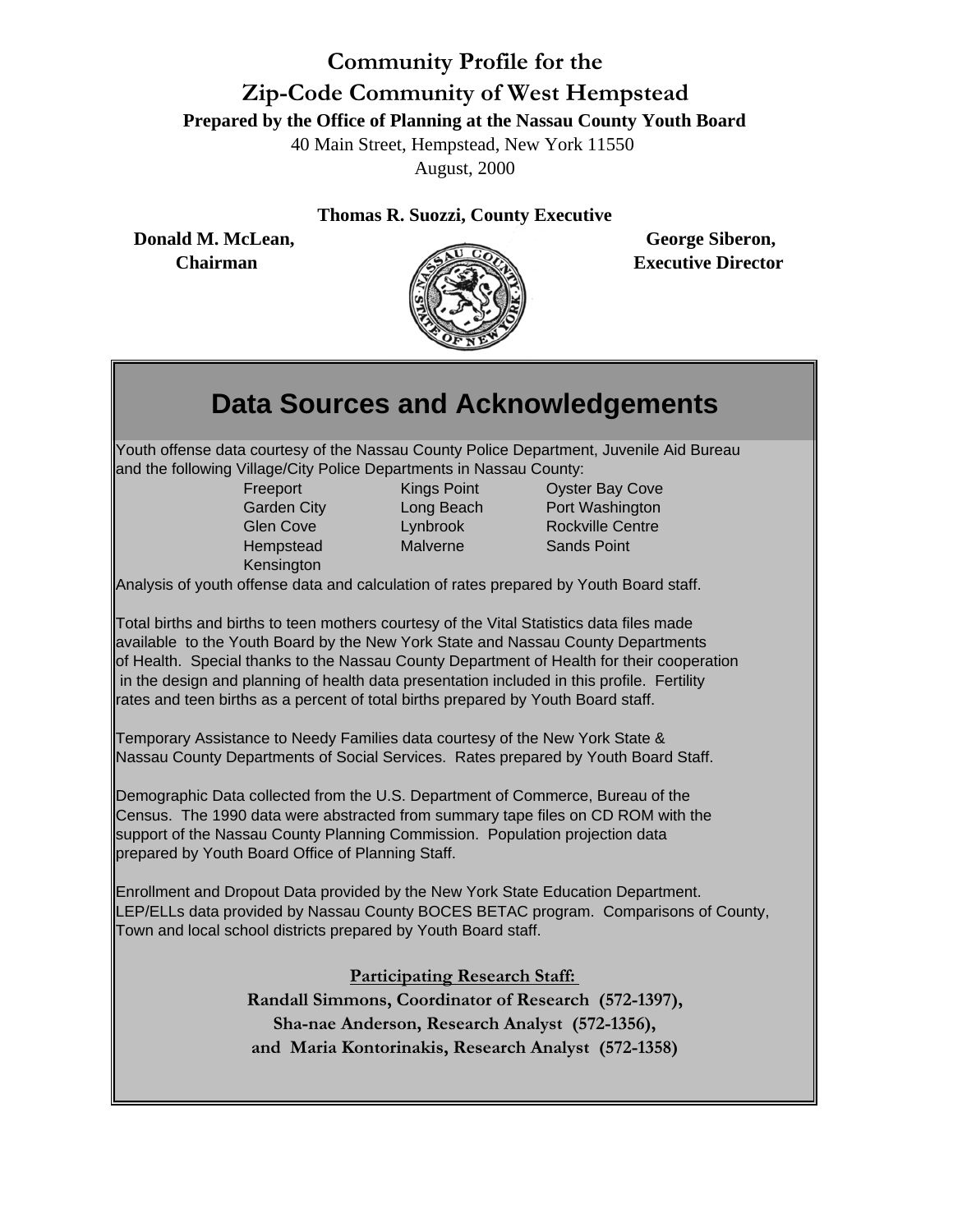# Community Profile for the
# Zip-Code Community of West Hempstead

**Prepared by the Office of Planning at the Nassau County Youth Board**

40 Main Street, Hempstead, New York 11550

August, 2000

**Thomas R. Suozzi, County Executive**

**Donald M. McLean, Chairman**

**George Siberon, Executive Director**

## Data Sources and Acknowledgements

Youth offense data courtesy of the Nassau County Police Department, Juvenile Aid Bureau and the following Village/City Police Departments in Nassau County:

| | | |
|---|---|---|
| Freeport | Kings Point | Oyster Bay Cove |
| Garden City | Long Beach | Port Washington |
| Glen Cove | Lynbrook | Rockville Centre |
| Hempstead | Malverne | Sands Point |
| Kensington | | |

Analysis of youth offense data and calculation of rates prepared by Youth Board staff.

Total births and births to teen mothers courtesy of the Vital Statistics data files made available to the Youth Board by the New York State and Nassau County Departments of Health. Special thanks to the Nassau County Department of Health for their cooperation in the design and planning of health data presentation included in this profile. Fertility rates and teen births as a percent of total births prepared by Youth Board staff.

Temporary Assistance to Needy Families data courtesy of the New York State & Nassau County Departments of Social Services. Rates prepared by Youth Board Staff.

Demographic Data collected from the U.S. Department of Commerce, Bureau of the Census. The 1990 data were abstracted from summary tape files on CD ROM with the support of the Nassau County Planning Commission. Population projection data prepared by Youth Board Office of Planning Staff.

Enrollment and Dropout Data provided by the New York State Education Department. LEP/ELLs data provided by Nassau County BOCES BETAC program. Comparisons of County, Town and local school districts prepared by Youth Board staff.

**Participating Research Staff:**

**Randall Simmons, Coordinator of Research (572-1397),**
**Sha-nae Anderson, Research Analyst (572-1356),**
**and Maria Kontorinakis, Research Analyst (572-1358)**